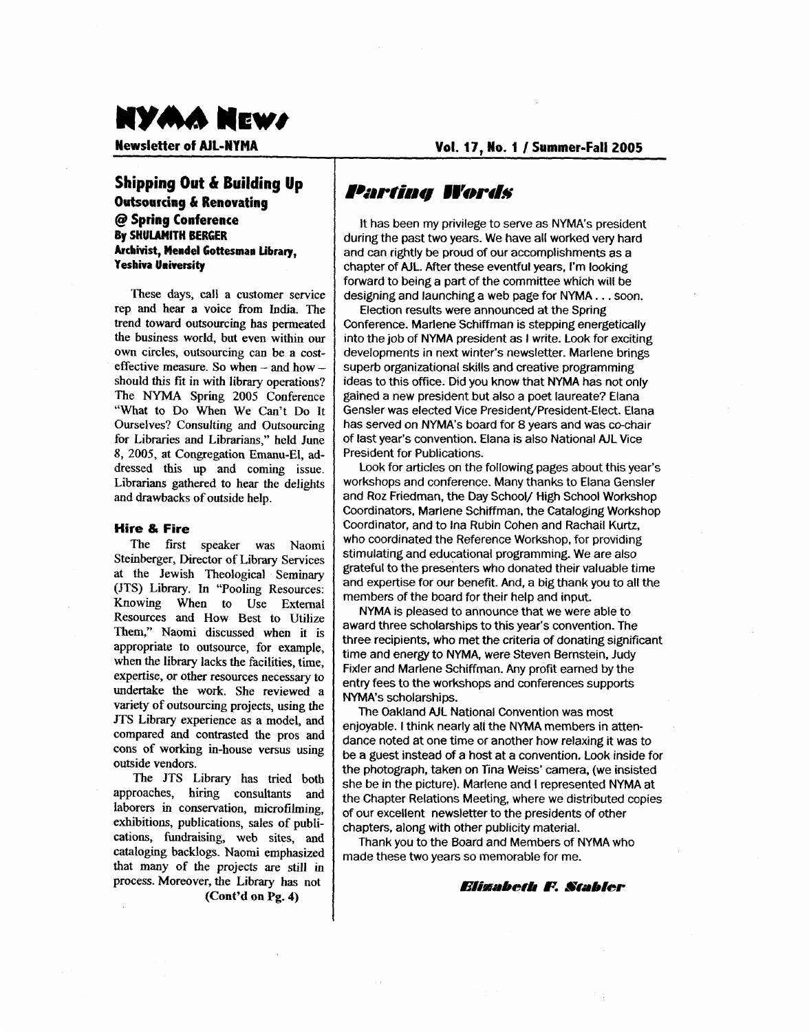# NYMA News

**Newsletter of AJL-NYMA**

**Vol. 17, No. 1 / Summer-Fall 2005**

## Shipping Out & Building Up

### Outsourcing & Renovating @ Spring Conference

**By SHULAMITH BERGER**
**Archivist, Mendel Gottesman Library, Yeshiva University**

These days, call a customer service rep and hear a voice from India. The trend toward outsourcing has permeated the business world, but even within our own circles, outsourcing can be a cost-effective measure. So when – and how – should this fit in with library operations? The NYMA Spring 2005 Conference "What to Do When We Can't Do It Ourselves? Consulting and Outsourcing for Libraries and Librarians," held June 8, 2005, at Congregation Emanu-El, addressed this up and coming issue. Librarians gathered to hear the delights and drawbacks of outside help.

#### Hire & Fire

The first speaker was Naomi Steinberger, Director of Library Services at the Jewish Theological Seminary (JTS) Library. In "Pooling Resources: Knowing When to Use External Resources and How Best to Utilize Them," Naomi discussed when it is appropriate to outsource, for example, when the library lacks the facilities, time, expertise, or other resources necessary to undertake the work. She reviewed a variety of outsourcing projects, using the JTS Library experience as a model, and compared and contrasted the pros and cons of working in-house versus using outside vendors.

The JTS Library has tried both approaches, hiring consultants and laborers in conservation, microfilming, exhibitions, publications, sales of publications, fundraising, web sites, and cataloging backlogs. Naomi emphasized that many of the projects are still in process. Moreover, the Library has not

**(Cont'd on Pg. 4)**

## *Parting Words*

It has been my privilege to serve as NYMA's president during the past two years. We have all worked very hard and can rightly be proud of our accomplishments as a chapter of AJL. After these eventful years, I'm looking forward to being a part of the committee which will be designing and launching a web page for NYMA . . . soon.

Election results were announced at the Spring Conference. Marlene Schiffman is stepping energetically into the job of NYMA president as I write. Look for exciting developments in next winter's newsletter. Marlene brings superb organizational skills and creative programming ideas to this office. Did you know that NYMA has not only gained a new president but also a poet laureate? Elana Gensler was elected Vice President/President-Elect. Elana has served on NYMA's board for 8 years and was co-chair of last year's convention. Elana is also National AJL Vice President for Publications.

Look for articles on the following pages about this year's workshops and conference. Many thanks to Elana Gensler and Roz Friedman, the Day School/ High School Workshop Coordinators, Marlene Schiffman, the Cataloging Workshop Coordinator, and to Ina Rubin Cohen and Rachail Kurtz, who coordinated the Reference Workshop, for providing stimulating and educational programming. We are also grateful to the presenters who donated their valuable time and expertise for our benefit. And, a big thank you to all the members of the board for their help and input.

NYMA is pleased to announce that we were able to award three scholarships to this year's convention. The three recipients, who met the criteria of donating significant time and energy to NYMA, were Steven Bernstein, Judy Fixler and Marlene Schiffman. Any profit earned by the entry fees to the workshops and conferences supports NYMA's scholarships.

The Oakland AJL National Convention was most enjoyable. I think nearly all the NYMA members in attendance noted at one time or another how relaxing it was to be a guest instead of a host at a convention. Look inside for the photograph, taken on Tina Weiss' camera, (we insisted she be in the picture). Marlene and I represented NYMA at the Chapter Relations Meeting, where we distributed copies of our excellent newsletter to the presidents of other chapters, along with other publicity material.

Thank you to the Board and Members of NYMA who made these two years so memorable for me.

***Elizabeth F. Stabler***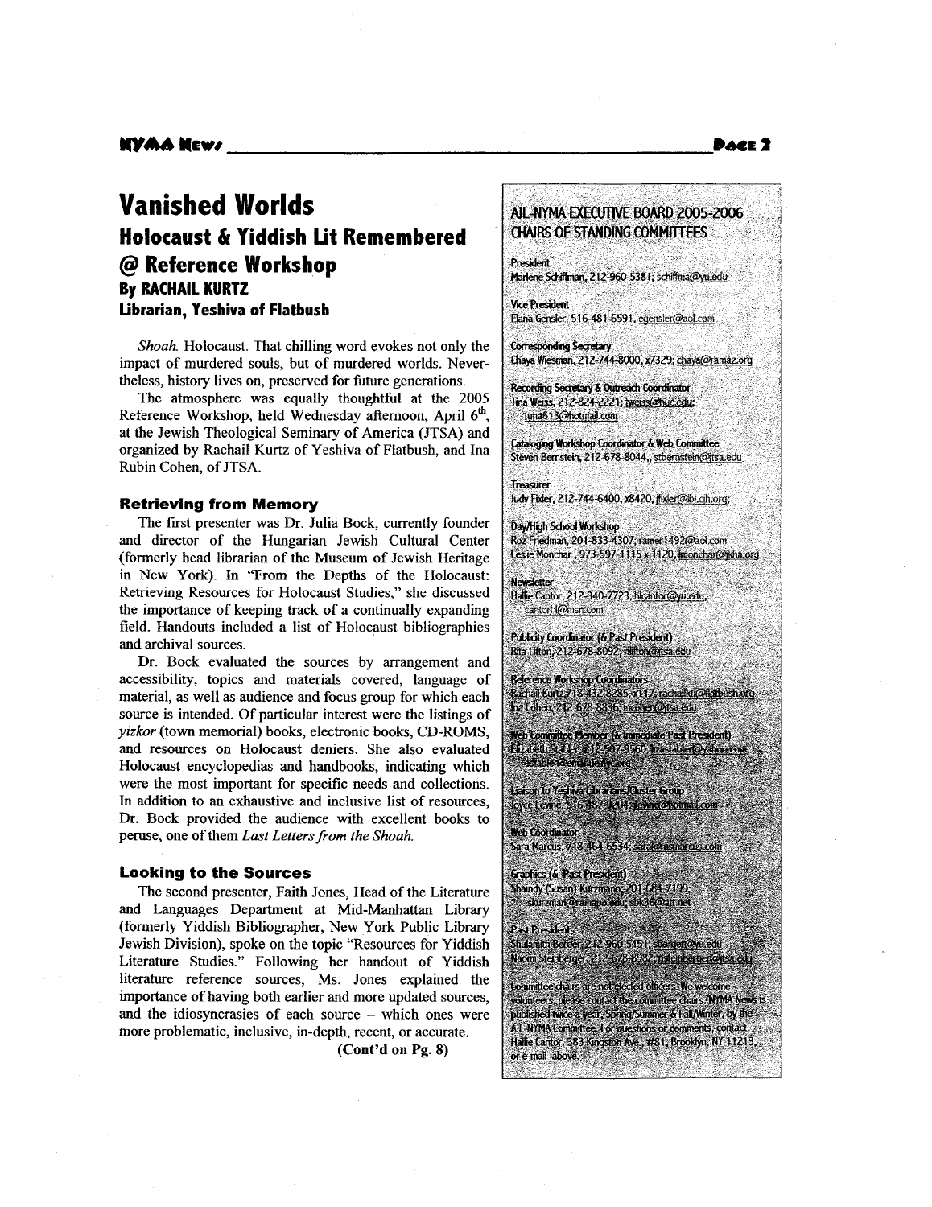# Vanished Worlds

## Holocaust & Yiddish Lit Remembered @ Reference Workshop

**By RACHAIL KURTZ**
**Librarian, Yeshiva of Flatbush**

*Shoah.* Holocaust. That chilling word evokes not only the impact of murdered souls, but of murdered worlds. Nevertheless, history lives on, preserved for future generations.

The atmosphere was equally thoughtful at the 2005 Reference Workshop, held Wednesday afternoon, April 6th, at the Jewish Theological Seminary of America (JTSA) and organized by Rachail Kurtz of Yeshiva of Flatbush, and Ina Rubin Cohen, of JTSA.

### Retrieving from Memory

The first presenter was Dr. Julia Bock, currently founder and director of the Hungarian Jewish Cultural Center (formerly head librarian of the Museum of Jewish Heritage in New York). In "From the Depths of the Holocaust: Retrieving Resources for Holocaust Studies," she discussed the importance of keeping track of a continually expanding field. Handouts included a list of Holocaust bibliographies and archival sources.

Dr. Bock evaluated the sources by arrangement and accessibility, topics and materials covered, language of material, as well as audience and focus group for which each source is intended. Of particular interest were the listings of *yizkor* (town memorial) books, electronic books, CD-ROMS, and resources on Holocaust deniers. She also evaluated Holocaust encyclopedias and handbooks, indicating which were the most important for specific needs and collections. In addition to an exhaustive and inclusive list of resources, Dr. Bock provided the audience with excellent books to peruse, one of them *Last Letters from the Shoah.*

### Looking to the Sources

The second presenter, Faith Jones, Head of the Literature and Languages Department at Mid-Manhattan Library (formerly Yiddish Bibliographer, New York Public Library Jewish Division), spoke on the topic "Resources for Yiddish Literature Studies." Following her handout of Yiddish literature reference sources, Ms. Jones explained the importance of having both earlier and more updated sources, and the idiosyncrasies of each source – which ones were more problematic, inclusive, in-depth, recent, or accurate.

**(Cont'd on Pg. 8)**

---

**AJL-NYMA EXECUTIVE BOARD 2005-2006**
**CHAIRS OF STANDING COMMITTEES**

**President**
Marlene Schiffman, 212-960-5381; schiffma@yu.edu

**Vice President**
Elana Gensler, 516-481-6591, egensler@aol.com

**Corresponding Secretary**
Chaya Wiesman, 212-744-8000, x7329; chaya@ramaz.org

**Recording Secretary & Outreach Coordinator**
Tina Weiss, 212-824-2221; tweiss@huc.edu; luna613@hotmail.com

**Cataloging Workshop Coordinator & Web Committee**
Steven Bernstein, 212-678-8044,, stbernstein@jtsa.edu

**Treasurer**
Judy Fixler, 212-744-6400, x8420, jfixler@ibi.cjh.org;

**Day/High School Workshop**
Roz Friedman, 201-833-4307, ramer1492@aol.com
Leslie Monchar, 973-597-1115 x 1120, lmonchar@jkha.org

**Newsletter**
Hallie Cantor, 212-340-7723; hkcantor@yu.edu; cantorh@msn.com

**Publicity Coordinator (& Past President)**
Rita Lifton, 212-678-8092, rilifton@jtsa.edu

**Reference Workshop Coordinators**
Rachail Kurtz, 718-432-8285, x117, rachailk@flatbush.org
Ina Cohen, 212-678-8836, incohen@jtsa.edu

**Web Committee Member (& Immediate Past President)**
Elizabeth Stabler, 212-507-9560, lizastabler@yahoo.com; establer@emanuelnyc.org

**Liaison to Yeshiva Librarians/Cluster Group**
Joyce Levine, 516-487-4204, jlevine@hotmail.com

**Web Coordinator**
Sara Marcus, 718-464-6534, sara@msmarcus.com

**Graphics (& Past President)**
Shandy (Susan) Kurzmann, 201-684-7199, skurzman@ramapo.edu; sbk36@att.net

**Past Presidents**
Shulamith Berger, 212-960-5451, sberger@yu.edu
Naomi Steinberger, 212-678-8982, nasteinberger@jtsa.edu

Committee chairs are not elected officers. We welcome volunteers: please contact the committee chairs. NYMA News is published twice a year, Spring/Summer & Fall/Winter, by the AJL-NYMA Committee. For questions or comments, contact Hallie Cantor, 383 Kingston Ave. #81, Brooklyn, NY 11213, or e-mail above.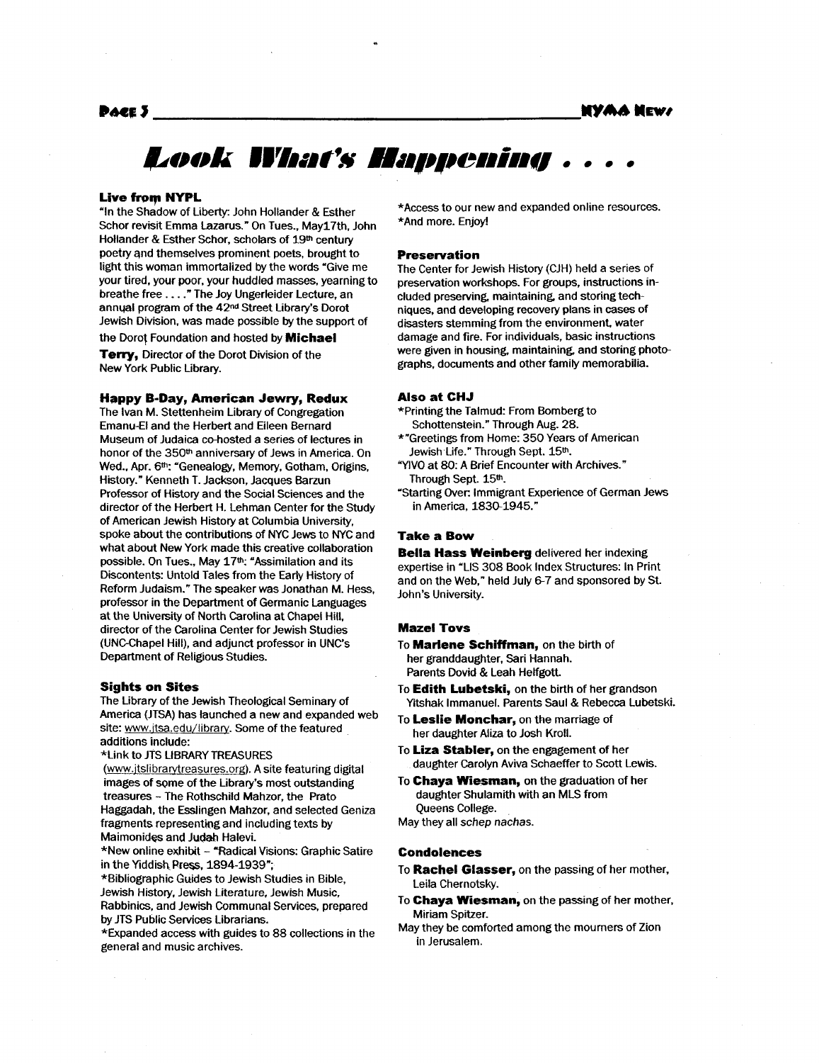# Look What's Happening . . . .

### Live from NYPL

"In the Shadow of Liberty: John Hollander & Esther Schor revisit Emma Lazarus." On Tues., May17th, John Hollander & Esther Schor, scholars of 19th century poetry and themselves prominent poets, brought to light this woman immortalized by the words "Give me your tired, your poor, your huddled masses, yearning to breathe free . . . ." The Joy Ungerleider Lecture, an annual program of the 42nd Street Library's Dorot Jewish Division, was made possible by the support of the Dorot Foundation and hosted by **Michael Terry,** Director of the Dorot Division of the New York Public Library.

### Happy B-Day, American Jewry, Redux

The Ivan M. Stettenheim Library of Congregation Emanu-El and the Herbert and Eileen Bernard Museum of Judaica co-hosted a series of lectures in honor of the 350th anniversary of Jews in America. On Wed., Apr. 6th: "Genealogy, Memory, Gotham, Origins, History." Kenneth T. Jackson, Jacques Barzun Professor of History and the Social Sciences and the director of the Herbert H. Lehman Center for the Study of American Jewish History at Columbia University, spoke about the contributions of NYC Jews to NYC and what about New York made this creative collaboration possible. On Tues., May 17th: "Assimilation and its Discontents: Untold Tales from the Early History of Reform Judaism." The speaker was Jonathan M. Hess, professor in the Department of Germanic Languages at the University of North Carolina at Chapel Hill, director of the Carolina Center for Jewish Studies (UNC-Chapel Hill), and adjunct professor in UNC's Department of Religious Studies.

### Sights on Sites

The Library of the Jewish Theological Seminary of America (JTSA) has launched a new and expanded web site: www.jtsa.edu/library. Some of the featured additions include:

*Link to JTS LIBRARY TREASURES (www.jtslibrarytreasures.org). A site featuring digital images of some of the Library's most outstanding treasures – The Rothschild Mahzor, the Prato Haggadah, the Esslingen Mahzor, and selected Geniza fragments representing and including texts by Maimonides and Judah Halevi.

*New online exhibit – "Radical Visions: Graphic Satire in the Yiddish Press, 1894-1939";

*Bibliographic Guides to Jewish Studies in Bible, Jewish History, Jewish Literature, Jewish Music, Rabbinics, and Jewish Communal Services, prepared by JTS Public Services Librarians.

*Expanded access with guides to 88 collections in the general and music archives.

*Access to our new and expanded online resources.

*And more. Enjoy!

### Preservation

The Center for Jewish History (CJH) held a series of preservation workshops. For groups, instructions included preserving, maintaining, and storing techniques, and developing recovery plans in cases of disasters stemming from the environment, water damage and fire. For individuals, basic instructions were given in housing, maintaining, and storing photographs, documents and other family memorabilia.

### Also at CHJ

*Printing the Talmud: From Bomberg to Schottenstein." Through Aug. 28.

*"Greetings from Home: 350 Years of American Jewish Life." Through Sept. 15th.

"YIVO at 80: A Brief Encounter with Archives." Through Sept. 15th.

"Starting Over: Immigrant Experience of German Jews in America, 1830-1945."

### Take a Bow

**Bella Hass Weinberg** delivered her indexing expertise in "LIS 308 Book Index Structures: In Print and on the Web," held July 6-7 and sponsored by St. John's University.

### Mazel Tovs

To **Marlene Schiffman,** on the birth of her granddaughter, Sari Hannah. Parents Dovid & Leah Helfgott.

To **Edith Lubetski,** on the birth of her grandson Yitshak Immanuel. Parents Saul & Rebecca Lubetski.

To **Leslie Monchar,** on the marriage of her daughter Aliza to Josh Kroll.

To **Liza Stabler,** on the engagement of her daughter Carolyn Aviva Schaeffer to Scott Lewis.

To **Chaya Wiesman,** on the graduation of her daughter Shulamith with an MLS from Queens College.

May they all *schep nachas.*

### Condolences

To **Rachel Glasser,** on the passing of her mother, Leila Chernotsky.

To **Chaya Wiesman,** on the passing of her mother, Miriam Spitzer.

May they be comforted among the mourners of Zion in Jerusalem.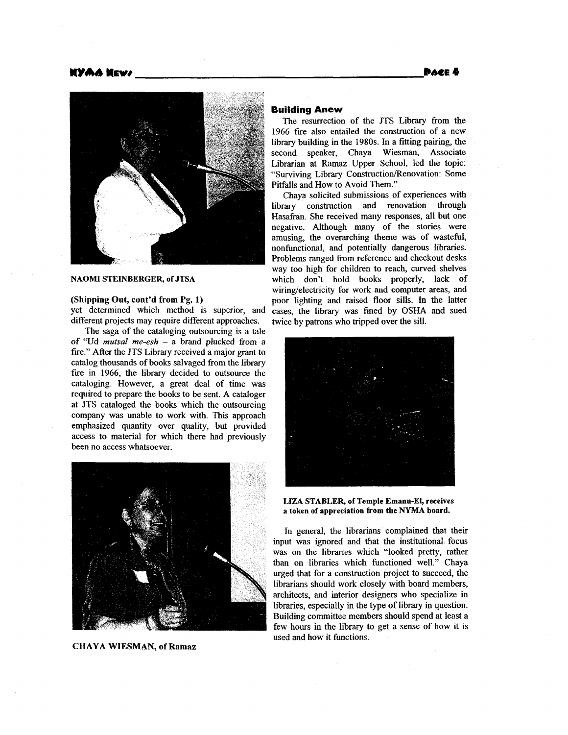NAOMI STEINBERGER, of JTSA

**(Shipping Out, cont'd from Pg. 1)**

yet determined which method is superior, and different projects may require different approaches.

The saga of the cataloging outsourcing is a tale of "Ud *mutsal me-esh* – a brand plucked from a fire." After the JTS Library received a major grant to catalog thousands of books salvaged from the library fire in 1966, the library decided to outsource the cataloging. However, a great deal of time was required to prepare the books to be sent. A cataloger at JTS cataloged the books which the outsourcing company was unable to work with. This approach emphasized quantity over quality, but provided access to material for which there had previously been no access whatsoever.

CHAYA WIESMAN, of Ramaz

## Building Anew

The resurrection of the JTS Library from the 1966 fire also entailed the construction of a new library building in the 1980s. In a fitting pairing, the second speaker, Chaya Wiesman, Associate Librarian at Ramaz Upper School, led the topic: "Surviving Library Construction/Renovation: Some Pitfalls and How to Avoid Them."

Chaya solicited submissions of experiences with library construction and renovation through Hasafran. She received many responses, all but one negative. Although many of the stories were amusing, the overarching theme was of wasteful, nonfunctional, and potentially dangerous libraries. Problems ranged from reference and checkout desks way too high for children to reach, curved shelves which don't hold books properly, lack of wiring/electricity for work and computer areas, and poor lighting and raised floor sills. In the latter cases, the library was fined by OSHA and sued twice by patrons who tripped over the sill.

**LIZA STABLER, of Temple Emanu-El, receives a token of appreciation from the NYMA board.**

In general, the librarians complained that their input was ignored and that the institutional focus was on the libraries which "looked pretty, rather than on libraries which functioned well." Chaya urged that for a construction project to succeed, the librarians should work closely with board members, architects, and interior designers who specialize in libraries, especially in the type of library in question. Building committee members should spend at least a few hours in the library to get a sense of how it is used and how it functions.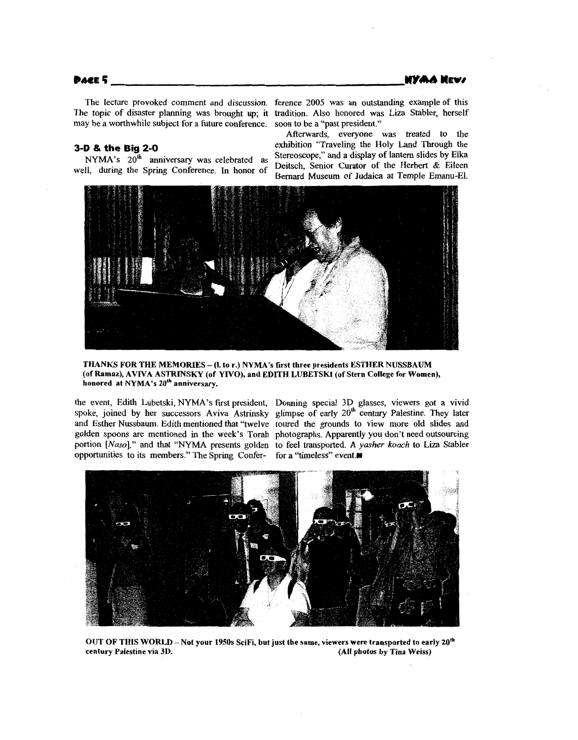The lecture provoked comment and discussion. The topic of disaster planning was brought up; it may be a worthwhile subject for a future conference.

## 3-D & the Big 2-0

NYMA's 20th anniversary was celebrated as well, during the Spring Conference. In honor of the event, Edith Lubetski, NYMA's first president, spoke, joined by her successors Aviva Astrinsky and Esther Nussbaum. Edith mentioned that "twelve golden spoons are mentioned in the week's Torah portion [*Naso*]," and that "NYMA presents golden opportunities to its members." The Spring Conference 2005 was an outstanding example of this tradition. Also honored was Liza Stabler, herself soon to be a "past president."

Afterwards, everyone was treated to the exhibition "Traveling the Holy Land Through the Stereoscope," and a display of lantern slides by Elka Deitsch, Senior Curator of the Herbert & Eileen Bernard Museum of Judaica at Temple Emanu-El. Donning special 3D glasses, viewers got a vivid glimpse of early 20th century Palestine. They later toured the grounds to view more old slides and photographs. Apparently you don't need outsourcing to feel transported. A *yasher koach* to Liza Stabler for a "timeless" event.■

**THANKS FOR THE MEMORIES – (l. to r.) NYMA's first three presidents ESTHER NUSSBAUM (of Ramaz), AVIVA ASTRINSKY (of YIVO), and EDITH LUBETSKI (of Stern College for Women), honored at NYMA's 20th anniversary.**

**OUT OF THIS WORLD – Not your 1950s SciFi, but just the same, viewers were transported to early 20th century Palestine via 3D.** **(All photos by Tina Weiss)**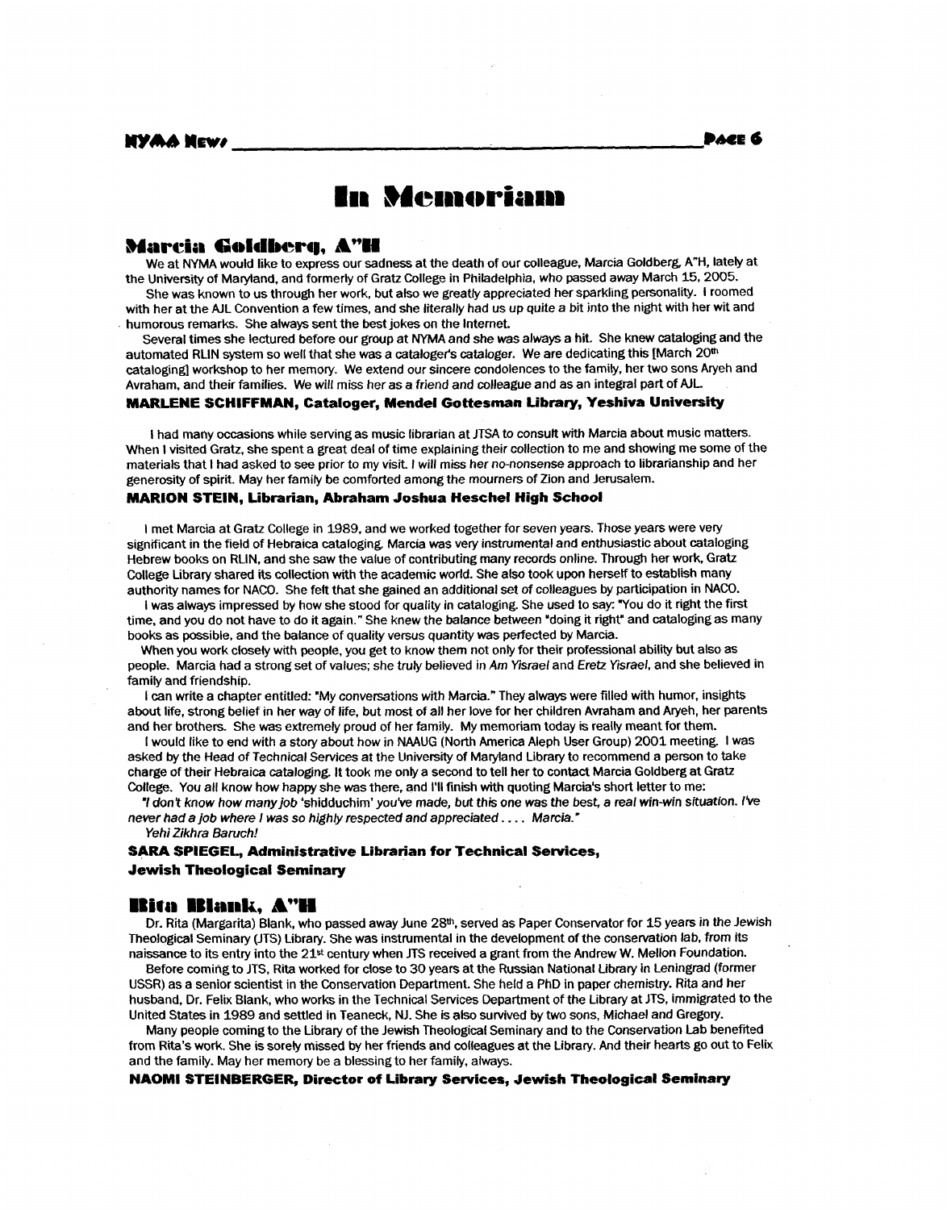# In Memoriam

## Marcia Goldberg, A"H

We at NYMA would like to express our sadness at the death of our colleague, Marcia Goldberg, A"H, lately at the University of Maryland, and formerly of Gratz College in Philadelphia, who passed away March 15, 2005.

She was known to us through her work, but also we greatly appreciated her sparkling personality. I roomed with her at the AJL Convention a few times, and she literally had us up quite a bit into the night with her wit and humorous remarks. She always sent the best jokes on the Internet.

Several times she lectured before our group at NYMA and she was always a hit. She knew cataloging and the automated RLIN system so well that she was a cataloger's cataloger. We are dedicating this [March 20th cataloging] workshop to her memory. We extend our sincere condolences to the family, her two sons Aryeh and Avraham, and their families. We will miss her as a friend and colleague and as an integral part of AJL.

**MARLENE SCHIFFMAN, Cataloger, Mendel Gottesman Library, Yeshiva University**

I had many occasions while serving as music librarian at JTSA to consult with Marcia about music matters. When I visited Gratz, she spent a great deal of time explaining their collection to me and showing me some of the materials that I had asked to see prior to my visit. I will miss her no-nonsense approach to librarianship and her generosity of spirit. May her family be comforted among the mourners of Zion and Jerusalem.

**MARION STEIN, Librarian, Abraham Joshua Heschel High School**

I met Marcia at Gratz College in 1989, and we worked together for seven years. Those years were very significant in the field of Hebraica cataloging. Marcia was very instrumental and enthusiastic about cataloging Hebrew books on RLIN, and she saw the value of contributing many records online. Through her work, Gratz College Library shared its collection with the academic world. She also took upon herself to establish many authority names for NACO. She felt that she gained an additional set of colleagues by participation in NACO.

I was always impressed by how she stood for quality in cataloging. She used to say: "You do it right the first time, and you do not have to do it again." She knew the balance between "doing it right" and cataloging as many books as possible, and the balance of quality versus quantity was perfected by Marcia.

When you work closely with people, you get to know them not only for their professional ability but also as people. Marcia had a strong set of values; she truly believed in *Am Yisrael* and *Eretz Yisrael*, and she believed in family and friendship.

I can write a chapter entitled: "My conversations with Marcia." They always were filled with humor, insights about life, strong belief in her way of life, but most of all her love for her children Avraham and Aryeh, her parents and her brothers. She was extremely proud of her family. My memoriam today is really meant for them.

I would like to end with a story about how in NAAUG (North America Aleph User Group) 2001 meeting. I was asked by the Head of Technical Services at the University of Maryland Library to recommend a person to take charge of their Hebraica cataloging. It took me only a second to tell her to contact Marcia Goldberg at Gratz College. You all know how happy she was there, and I'll finish with quoting Marcia's short letter to me:

*"I don't know how many job 'shidduchim' you've made, but this one was the best, a real win-win situation. I've never had a job where I was so highly respected and appreciated . . . . Marcia."*

*Yehi Zikhra Baruch!*

**SARA SPIEGEL, Administrative Librarian for Technical Services, Jewish Theological Seminary**

## Rita Blank, A"H

Dr. Rita (Margarita) Blank, who passed away June 28th, served as Paper Conservator for 15 years in the Jewish Theological Seminary (JTS) Library. She was instrumental in the development of the conservation lab, from its naissance to its entry into the 21st century when JTS received a grant from the Andrew W. Mellon Foundation.

Before coming to JTS, Rita worked for close to 30 years at the Russian National Library in Leningrad (former USSR) as a senior scientist in the Conservation Department. She held a PhD in paper chemistry. Rita and her husband, Dr. Felix Blank, who works in the Technical Services Department of the Library at JTS, immigrated to the United States in 1989 and settled in Teaneck, NJ. She is also survived by two sons, Michael and Gregory.

Many people coming to the Library of the Jewish Theological Seminary and to the Conservation Lab benefited from Rita's work. She is sorely missed by her friends and colleagues at the Library. And their hearts go out to Felix and the family. May her memory be a blessing to her family, always.

**NAOMI STEINBERGER, Director of Library Services, Jewish Theological Seminary**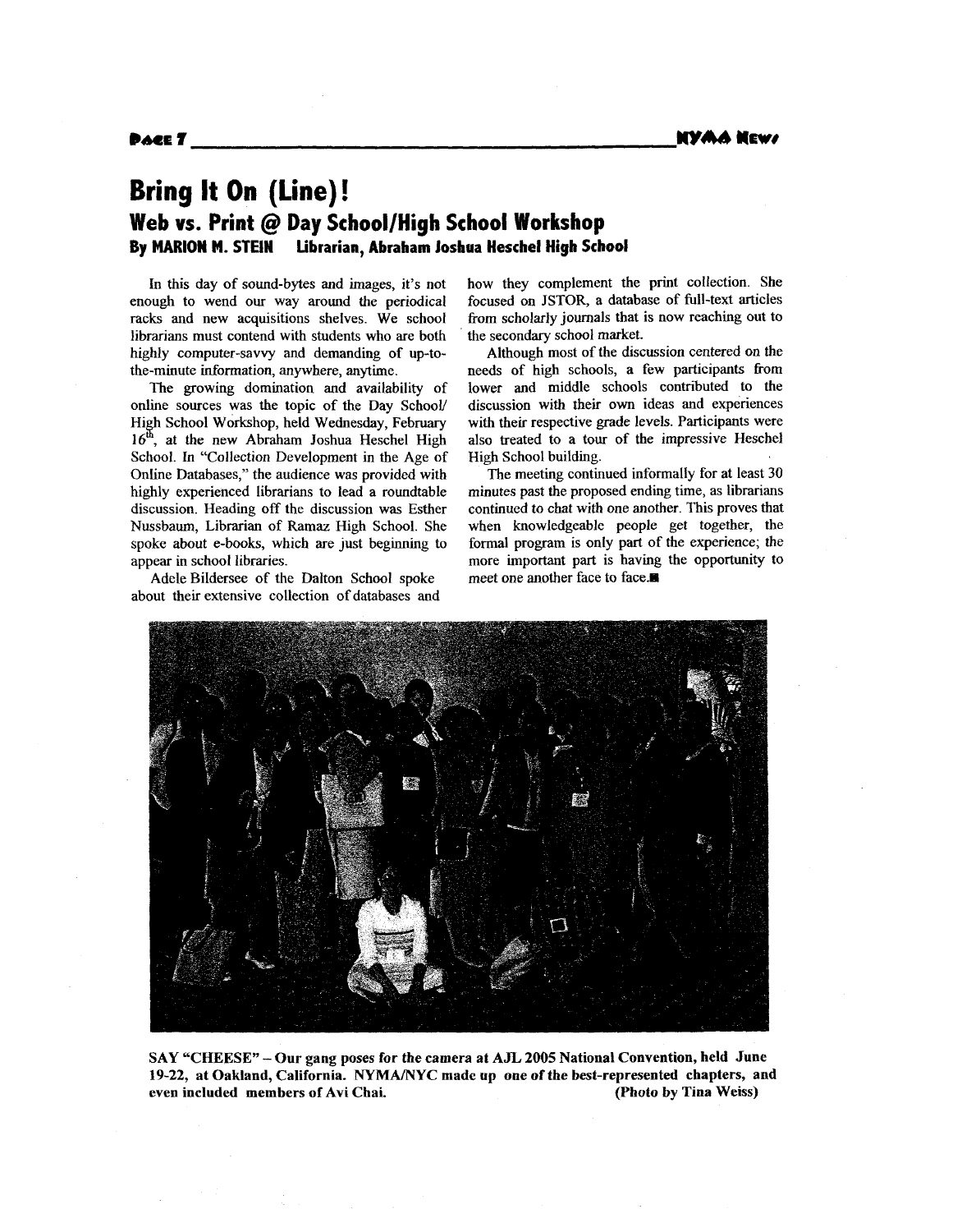# Bring It On (Line)!

## Web vs. Print @ Day School/High School Workshop

**By MARION M. STEIN Librarian, Abraham Joshua Heschel High School**

In this day of sound-bytes and images, it's not enough to wend our way around the periodical racks and new acquisitions shelves. We school librarians must contend with students who are both highly computer-savvy and demanding of up-to-the-minute information, anywhere, anytime.

The growing domination and availability of online sources was the topic of the Day School/High School Workshop, held Wednesday, February 16th, at the new Abraham Joshua Heschel High School. In "Collection Development in the Age of Online Databases," the audience was provided with highly experienced librarians to lead a roundtable discussion. Heading off the discussion was Esther Nussbaum, Librarian of Ramaz High School. She spoke about e-books, which are just beginning to appear in school libraries.

Adele Bildersee of the Dalton School spoke about their extensive collection of databases and how they complement the print collection. She focused on JSTOR, a database of full-text articles from scholarly journals that is now reaching out to the secondary school market.

Although most of the discussion centered on the needs of high schools, a few participants from lower and middle schools contributed to the discussion with their own ideas and experiences with their respective grade levels. Participants were also treated to a tour of the impressive Heschel High School building.

The meeting continued informally for at least 30 minutes past the proposed ending time, as librarians continued to chat with one another. This proves that when knowledgeable people get together, the formal program is only part of the experience; the more important part is having the opportunity to meet one another face to face.■

**SAY "CHEESE" – Our gang poses for the camera at AJL 2005 National Convention, held June 19-22, at Oakland, California. NYMA/NYC made up one of the best-represented chapters, and even included members of Avi Chai. (Photo by Tina Weiss)**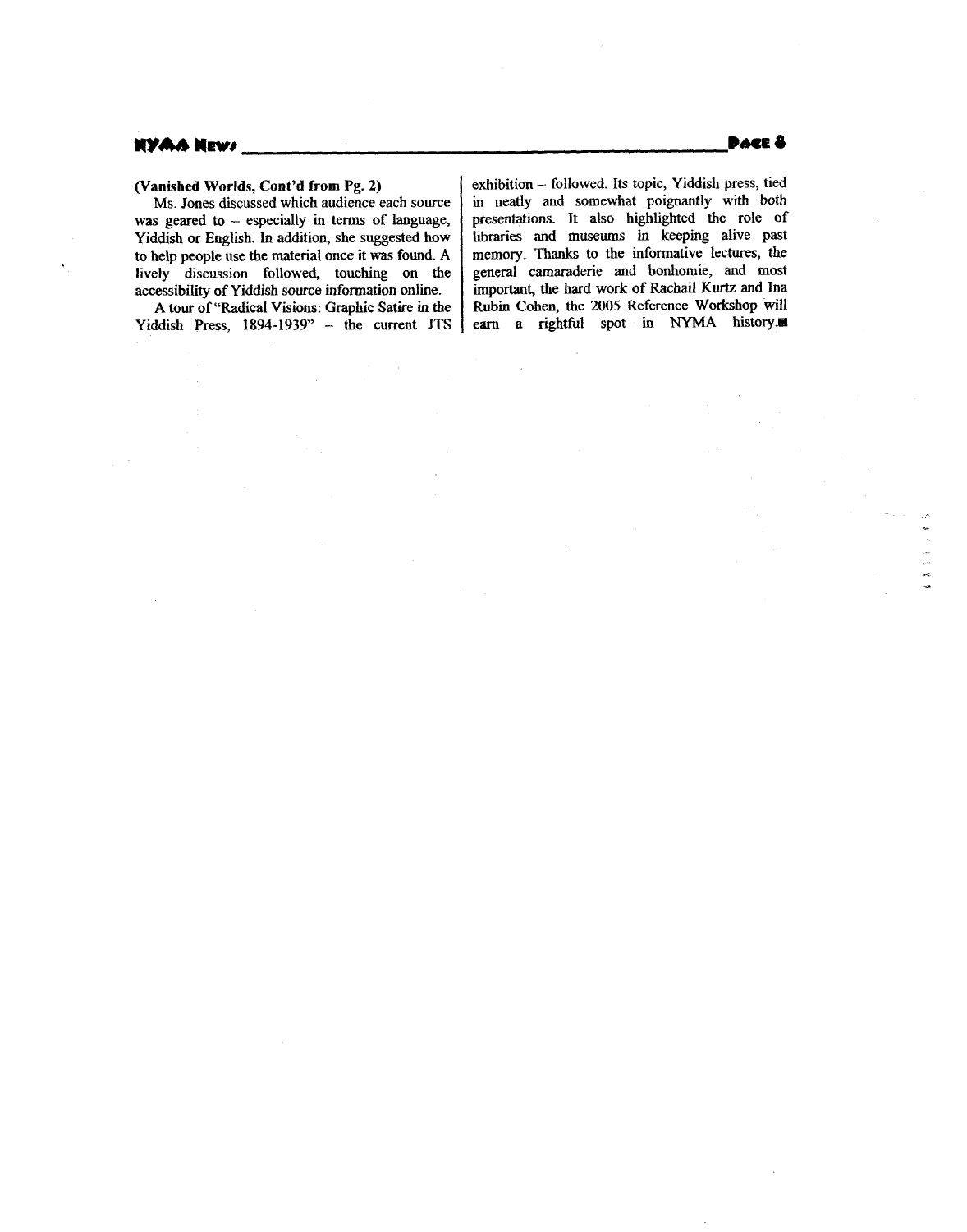**(Vanished Worlds, Cont'd from Pg. 2)**

Ms. Jones discussed which audience each source was geared to – especially in terms of language, Yiddish or English. In addition, she suggested how to help people use the material once it was found. A lively discussion followed, touching on the accessibility of Yiddish source information online.

A tour of "Radical Visions: Graphic Satire in the Yiddish Press, 1894-1939" – the current JTS exhibition – followed. Its topic, Yiddish press, tied in neatly and somewhat poignantly with both presentations. It also highlighted the role of libraries and museums in keeping alive past memory. Thanks to the informative lectures, the general camaraderie and bonhomie, and most important, the hard work of Rachail Kurtz and Ina Rubin Cohen, the 2005 Reference Workshop will earn a rightful spot in NYMA history.■